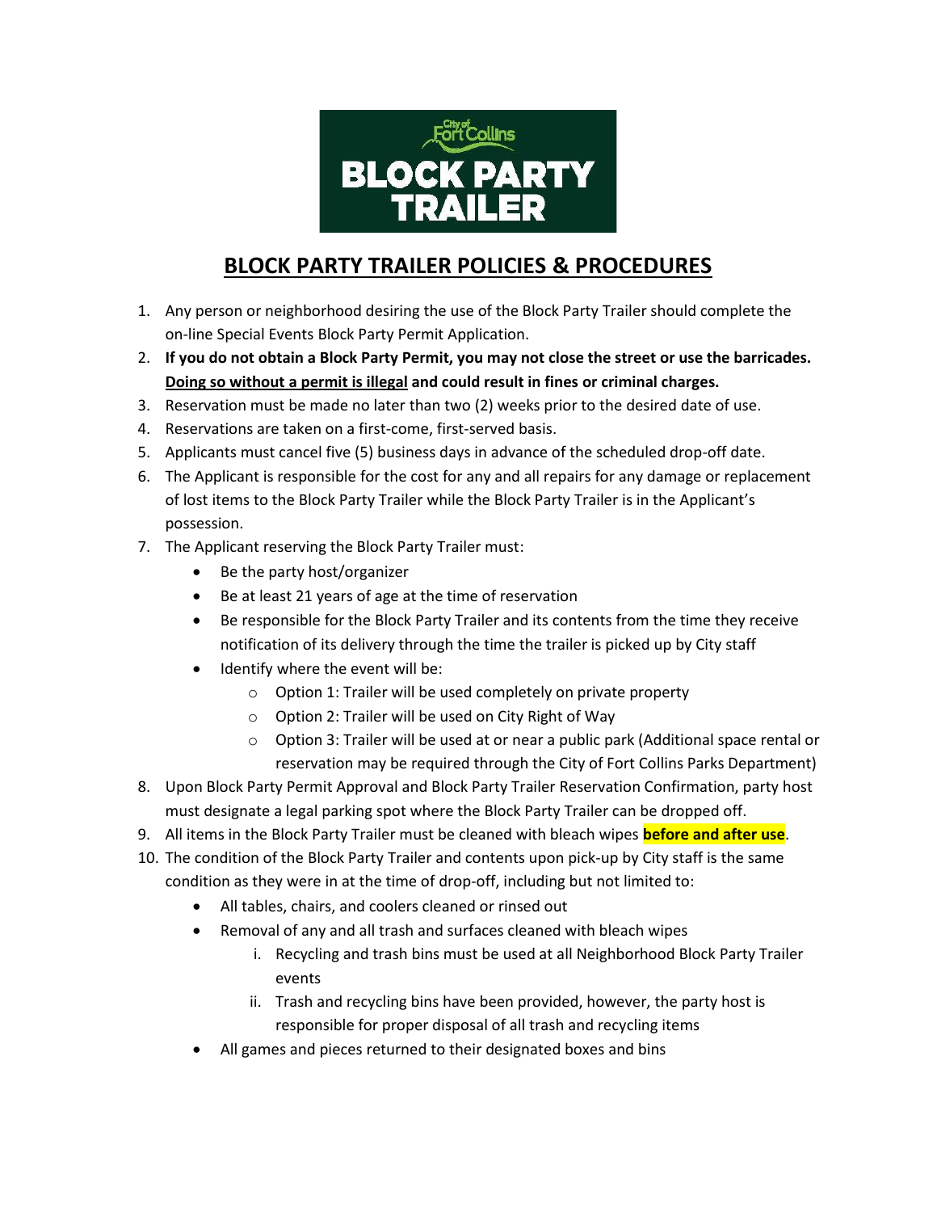City of Fort Collins
BLOCK PARTY TRAILER

# BLOCK PARTY TRAILER POLICIES & PROCEDURES

1. Any person or neighborhood desiring the use of the Block Party Trailer should complete the on-line Special Events Block Party Permit Application.
2. **If you do not obtain a Block Party Permit, you may not close the street or use the barricades. Doing so without a permit is illegal and could result in fines or criminal charges.**
3. Reservation must be made no later than two (2) weeks prior to the desired date of use.
4. Reservations are taken on a first-come, first-served basis.
5. Applicants must cancel five (5) business days in advance of the scheduled drop-off date.
6. The Applicant is responsible for the cost for any and all repairs for any damage or replacement of lost items to the Block Party Trailer while the Block Party Trailer is in the Applicant's possession.
7. The Applicant reserving the Block Party Trailer must:
   - Be the party host/organizer
   - Be at least 21 years of age at the time of reservation
   - Be responsible for the Block Party Trailer and its contents from the time they receive notification of its delivery through the time the trailer is picked up by City staff
   - Identify where the event will be:
     - Option 1: Trailer will be used completely on private property
     - Option 2: Trailer will be used on City Right of Way
     - Option 3: Trailer will be used at or near a public park (Additional space rental or reservation may be required through the City of Fort Collins Parks Department)
8. Upon Block Party Permit Approval and Block Party Trailer Reservation Confirmation, party host must designate a legal parking spot where the Block Party Trailer can be dropped off.
9. All items in the Block Party Trailer must be cleaned with bleach wipes **before and after use**.
10. The condition of the Block Party Trailer and contents upon pick-up by City staff is the same condition as they were in at the time of drop-off, including but not limited to:
    - All tables, chairs, and coolers cleaned or rinsed out
    - Removal of any and all trash and surfaces cleaned with bleach wipes
      1. Recycling and trash bins must be used at all Neighborhood Block Party Trailer events
      2. Trash and recycling bins have been provided, however, the party host is responsible for proper disposal of all trash and recycling items
    - All games and pieces returned to their designated boxes and bins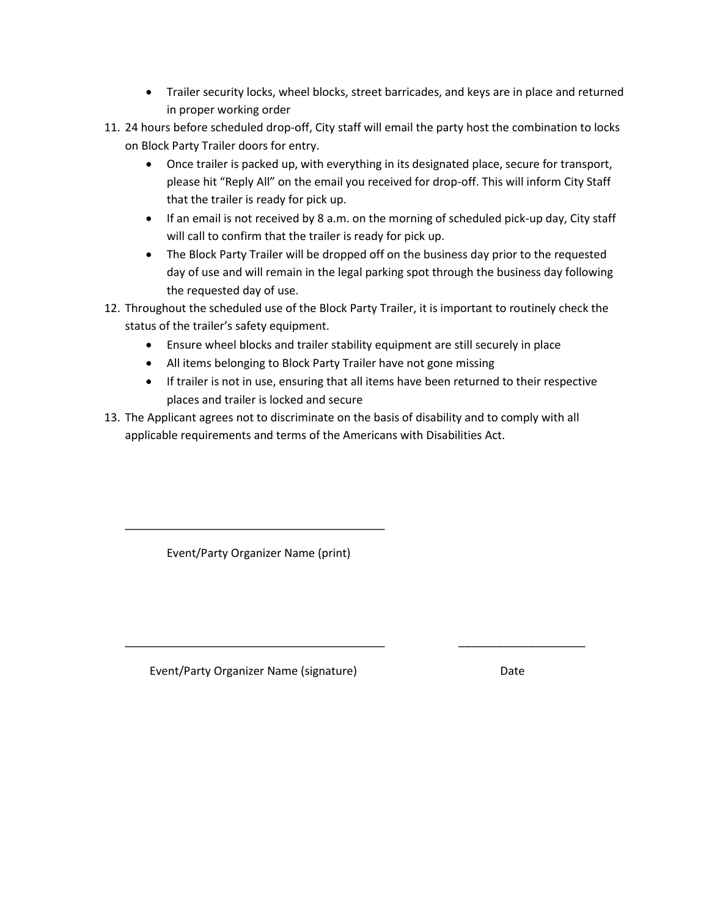- Trailer security locks, wheel blocks, street barricades, and keys are in place and returned in proper working order

11. 24 hours before scheduled drop-off, City staff will email the party host the combination to locks on Block Party Trailer doors for entry.
    - Once trailer is packed up, with everything in its designated place, secure for transport, please hit "Reply All" on the email you received for drop-off. This will inform City Staff that the trailer is ready for pick up.
    - If an email is not received by 8 a.m. on the morning of scheduled pick-up day, City staff will call to confirm that the trailer is ready for pick up.
    - The Block Party Trailer will be dropped off on the business day prior to the requested day of use and will remain in the legal parking spot through the business day following the requested day of use.
12. Throughout the scheduled use of the Block Party Trailer, it is important to routinely check the status of the trailer's safety equipment.
    - Ensure wheel blocks and trailer stability equipment are still securely in place
    - All items belonging to Block Party Trailer have not gone missing
    - If trailer is not in use, ensuring that all items have been returned to their respective places and trailer is locked and secure
13. The Applicant agrees not to discriminate on the basis of disability and to comply with all applicable requirements and terms of the Americans with Disabilities Act.

__________________________________________

Event/Party Organizer Name (print)

__________________________________________ ____________________

Event/Party Organizer Name (signature) Date